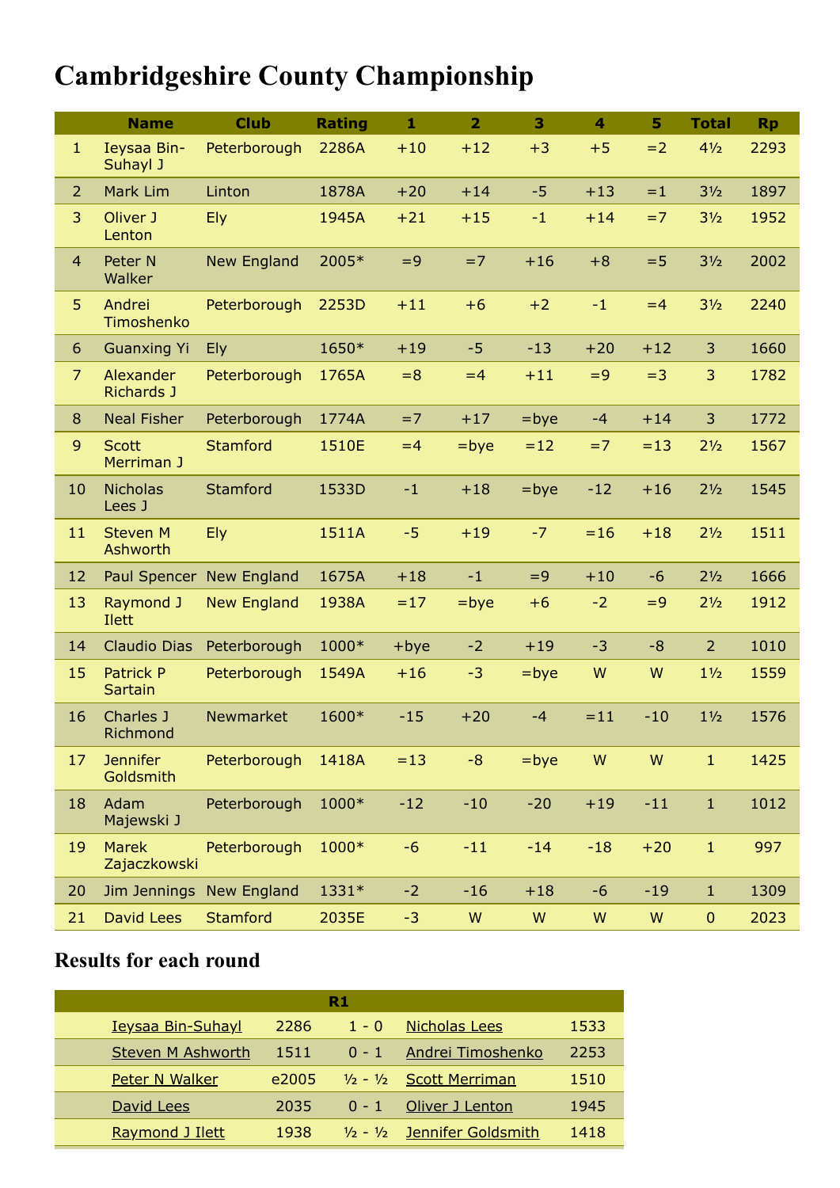# Cambridgeshire County Championship

| | Name | Club | Rating | 1 | 2 | 3 | 4 | 5 | Total | Rp |
|---|---|---|---|---|---|---|---|---|---|---|
| 1 | Ieysaa Bin-Suhayl J | Peterborough | 2286A | +10 | +12 | +3 | +5 | =2 | 4½ | 2293 |
| 2 | Mark Lim | Linton | 1878A | +20 | +14 | -5 | +13 | =1 | 3½ | 1897 |
| 3 | Oliver J Lenton | Ely | 1945A | +21 | +15 | -1 | +14 | =7 | 3½ | 1952 |
| 4 | Peter N Walker | New England | 2005* | =9 | =7 | +16 | +8 | =5 | 3½ | 2002 |
| 5 | Andrei Timoshenko | Peterborough | 2253D | +11 | +6 | +2 | -1 | =4 | 3½ | 2240 |
| 6 | Guanxing Yi | Ely | 1650* | +19 | -5 | -13 | +20 | +12 | 3 | 1660 |
| 7 | Alexander Richards J | Peterborough | 1765A | =8 | =4 | +11 | =9 | =3 | 3 | 1782 |
| 8 | Neal Fisher | Peterborough | 1774A | =7 | +17 | =bye | -4 | +14 | 3 | 1772 |
| 9 | Scott Merriman J | Stamford | 1510E | =4 | =bye | =12 | =7 | =13 | 2½ | 1567 |
| 10 | Nicholas Lees J | Stamford | 1533D | -1 | +18 | =bye | -12 | +16 | 2½ | 1545 |
| 11 | Steven M Ashworth | Ely | 1511A | -5 | +19 | -7 | =16 | +18 | 2½ | 1511 |
| 12 | Paul Spencer | New England | 1675A | +18 | -1 | =9 | +10 | -6 | 2½ | 1666 |
| 13 | Raymond J Ilett | New England | 1938A | =17 | =bye | +6 | -2 | =9 | 2½ | 1912 |
| 14 | Claudio Dias | Peterborough | 1000* | +bye | -2 | +19 | -3 | -8 | 2 | 1010 |
| 15 | Patrick P Sartain | Peterborough | 1549A | +16 | -3 | =bye | W | W | 1½ | 1559 |
| 16 | Charles J Richmond | Newmarket | 1600* | -15 | +20 | -4 | =11 | -10 | 1½ | 1576 |
| 17 | Jennifer Goldsmith | Peterborough | 1418A | =13 | -8 | =bye | W | W | 1 | 1425 |
| 18 | Adam Majewski J | Peterborough | 1000* | -12 | -10 | -20 | +19 | -11 | 1 | 1012 |
| 19 | Marek Zajaczkowski | Peterborough | 1000* | -6 | -11 | -14 | -18 | +20 | 1 | 997 |
| 20 | Jim Jennings | New England | 1331* | -2 | -16 | +18 | -6 | -19 | 1 | 1309 |
| 21 | David Lees | Stamford | 2035E | -3 | W | W | W | W | 0 | 2023 |

## Results for each round

| R1 | | | | |
|---|---|---|---|---|
| Ieysaa Bin-Suhayl | 2286 | 1 - 0 | Nicholas Lees | 1533 |
| Steven M Ashworth | 1511 | 0 - 1 | Andrei Timoshenko | 2253 |
| Peter N Walker | e2005 | ½ - ½ | Scott Merriman | 1510 |
| David Lees | 2035 | 0 - 1 | Oliver J Lenton | 1945 |
| Raymond J Ilett | 1938 | ½ - ½ | Jennifer Goldsmith | 1418 |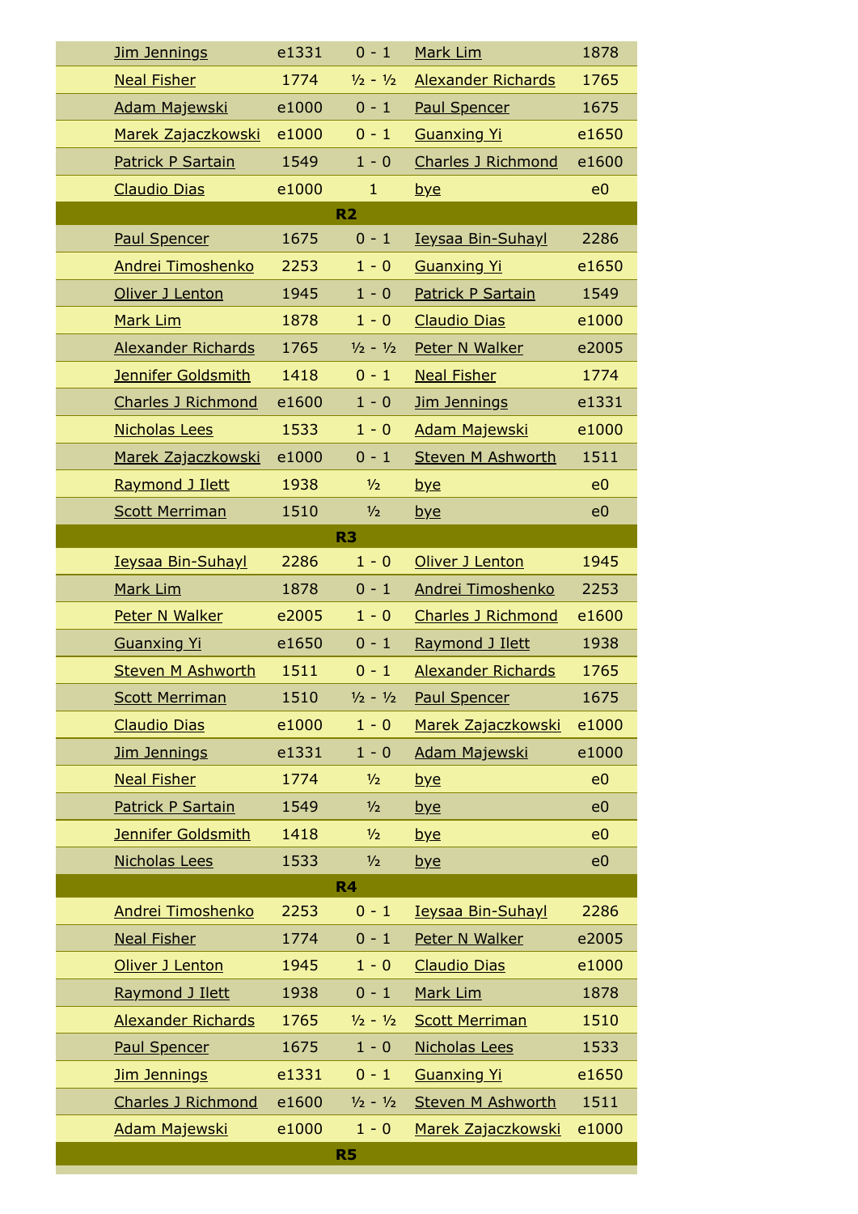| | | | | |
|---|---|---|---|---|
| Jim Jennings | e1331 | 0 - 1 | Mark Lim | 1878 |
| Neal Fisher | 1774 | ½ - ½ | Alexander Richards | 1765 |
| Adam Majewski | e1000 | 0 - 1 | Paul Spencer | 1675 |
| Marek Zajaczkowski | e1000 | 0 - 1 | Guanxing Yi | e1650 |
| Patrick P Sartain | 1549 | 1 - 0 | Charles J Richmond | e1600 |
| Claudio Dias | e1000 | 1 | bye | e0 |
| | | **R2** | | |
| Paul Spencer | 1675 | 0 - 1 | Ieysaa Bin-Suhayl | 2286 |
| Andrei Timoshenko | 2253 | 1 - 0 | Guanxing Yi | e1650 |
| Oliver J Lenton | 1945 | 1 - 0 | Patrick P Sartain | 1549 |
| Mark Lim | 1878 | 1 - 0 | Claudio Dias | e1000 |
| Alexander Richards | 1765 | ½ - ½ | Peter N Walker | e2005 |
| Jennifer Goldsmith | 1418 | 0 - 1 | Neal Fisher | 1774 |
| Charles J Richmond | e1600 | 1 - 0 | Jim Jennings | e1331 |
| Nicholas Lees | 1533 | 1 - 0 | Adam Majewski | e1000 |
| Marek Zajaczkowski | e1000 | 0 - 1 | Steven M Ashworth | 1511 |
| Raymond J Ilett | 1938 | ½ | bye | e0 |
| Scott Merriman | 1510 | ½ | bye | e0 |
| | | **R3** | | |
| Ieysaa Bin-Suhayl | 2286 | 1 - 0 | Oliver J Lenton | 1945 |
| Mark Lim | 1878 | 0 - 1 | Andrei Timoshenko | 2253 |
| Peter N Walker | e2005 | 1 - 0 | Charles J Richmond | e1600 |
| Guanxing Yi | e1650 | 0 - 1 | Raymond J Ilett | 1938 |
| Steven M Ashworth | 1511 | 0 - 1 | Alexander Richards | 1765 |
| Scott Merriman | 1510 | ½ - ½ | Paul Spencer | 1675 |
| Claudio Dias | e1000 | 1 - 0 | Marek Zajaczkowski | e1000 |
| Jim Jennings | e1331 | 1 - 0 | Adam Majewski | e1000 |
| Neal Fisher | 1774 | ½ | bye | e0 |
| Patrick P Sartain | 1549 | ½ | bye | e0 |
| Jennifer Goldsmith | 1418 | ½ | bye | e0 |
| Nicholas Lees | 1533 | ½ | bye | e0 |
| | | **R4** | | |
| Andrei Timoshenko | 2253 | 0 - 1 | Ieysaa Bin-Suhayl | 2286 |
| Neal Fisher | 1774 | 0 - 1 | Peter N Walker | e2005 |
| Oliver J Lenton | 1945 | 1 - 0 | Claudio Dias | e1000 |
| Raymond J Ilett | 1938 | 0 - 1 | Mark Lim | 1878 |
| Alexander Richards | 1765 | ½ - ½ | Scott Merriman | 1510 |
| Paul Spencer | 1675 | 1 - 0 | Nicholas Lees | 1533 |
| Jim Jennings | e1331 | 0 - 1 | Guanxing Yi | e1650 |
| Charles J Richmond | e1600 | ½ - ½ | Steven M Ashworth | 1511 |
| Adam Majewski | e1000 | 1 - 0 | Marek Zajaczkowski | e1000 |
| | | **R5** | | |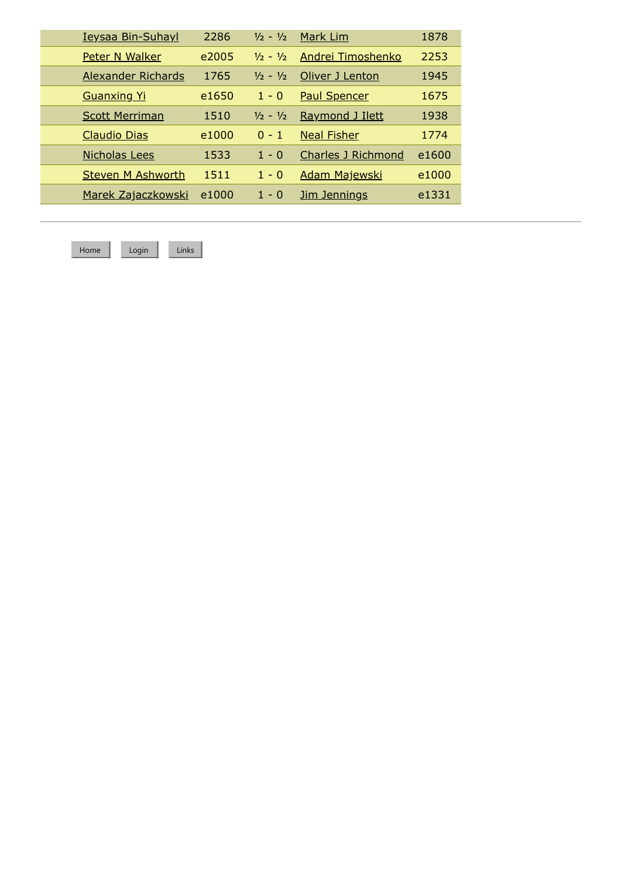| | | | | |
|---|---|---|---|---|
| Ieysaa Bin-Suhayl | 2286 | ½ - ½ | Mark Lim | 1878 |
| Peter N Walker | e2005 | ½ - ½ | Andrei Timoshenko | 2253 |
| Alexander Richards | 1765 | ½ - ½ | Oliver J Lenton | 1945 |
| Guanxing Yi | e1650 | 1 - 0 | Paul Spencer | 1675 |
| Scott Merriman | 1510 | ½ - ½ | Raymond J Ilett | 1938 |
| Claudio Dias | e1000 | 0 - 1 | Neal Fisher | 1774 |
| Nicholas Lees | 1533 | 1 - 0 | Charles J Richmond | e1600 |
| Steven M Ashworth | 1511 | 1 - 0 | Adam Majewski | e1000 |
| Marek Zajaczkowski | e1000 | 1 - 0 | Jim Jennings | e1331 |

---

Home Login Links